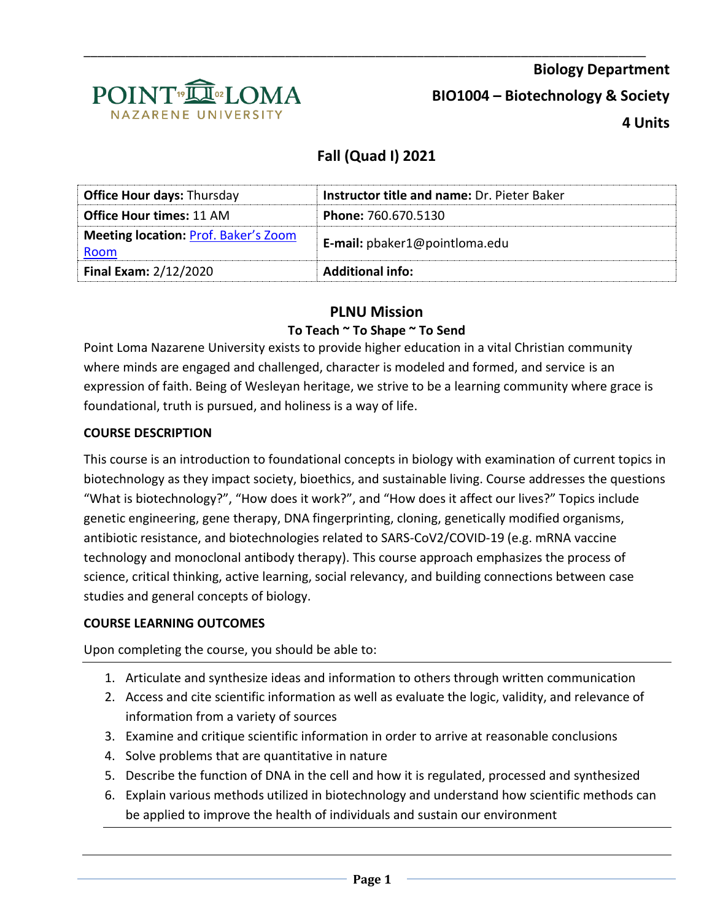**Biology Department**

**BIO1004 – Biotechnology & Society**

**4 Units**

## Fall (Quad I) 2021

| **Office Hour days:** Thursday | **Instructor title and name:** Dr. Pieter Baker |
|---|---|
| **Office Hour times:** 11 AM | **Phone:** 760.670.5130 |
| **Meeting location:** Prof. Baker's Zoom Room | **E-mail:** pbaker1@pointloma.edu |
| **Final Exam:** 2/12/2020 | **Additional info:** |

## PLNU Mission

### To Teach ~ To Shape ~ To Send

Point Loma Nazarene University exists to provide higher education in a vital Christian community where minds are engaged and challenged, character is modeled and formed, and service is an expression of faith. Being of Wesleyan heritage, we strive to be a learning community where grace is foundational, truth is pursued, and holiness is a way of life.

### COURSE DESCRIPTION

This course is an introduction to foundational concepts in biology with examination of current topics in biotechnology as they impact society, bioethics, and sustainable living. Course addresses the questions "What is biotechnology?", "How does it work?", and "How does it affect our lives?" Topics include genetic engineering, gene therapy, DNA fingerprinting, cloning, genetically modified organisms, antibiotic resistance, and biotechnologies related to SARS-CoV2/COVID-19 (e.g. mRNA vaccine technology and monoclonal antibody therapy). This course approach emphasizes the process of science, critical thinking, active learning, social relevancy, and building connections between case studies and general concepts of biology.

### COURSE LEARNING OUTCOMES

Upon completing the course, you should be able to:

1. Articulate and synthesize ideas and information to others through written communication
2. Access and cite scientific information as well as evaluate the logic, validity, and relevance of information from a variety of sources
3. Examine and critique scientific information in order to arrive at reasonable conclusions
4. Solve problems that are quantitative in nature
5. Describe the function of DNA in the cell and how it is regulated, processed and synthesized
6. Explain various methods utilized in biotechnology and understand how scientific methods can be applied to improve the health of individuals and sustain our environment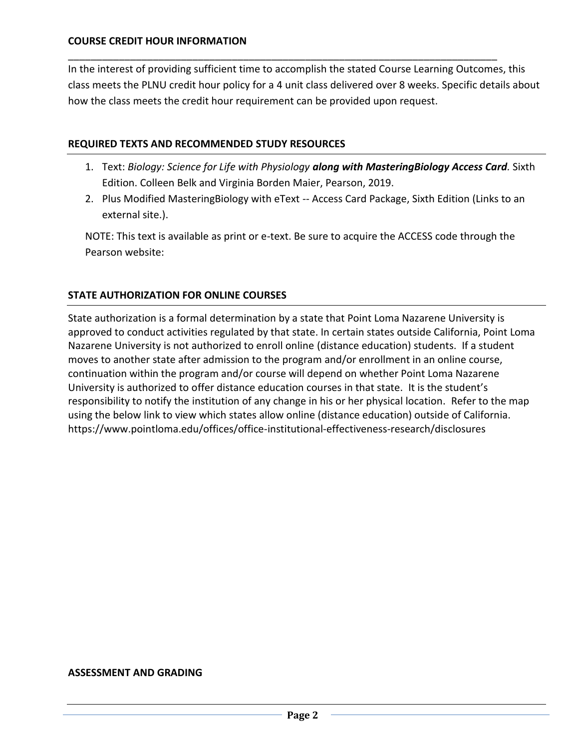## COURSE CREDIT HOUR INFORMATION

In the interest of providing sufficient time to accomplish the stated Course Learning Outcomes, this class meets the PLNU credit hour policy for a 4 unit class delivered over 8 weeks. Specific details about how the class meets the credit hour requirement can be provided upon request.

## REQUIRED TEXTS AND RECOMMENDED STUDY RESOURCES

1. Text: *Biology: Science for Life with Physiology* ***along with MasteringBiology Access Card****.* Sixth Edition. Colleen Belk and Virginia Borden Maier, Pearson, 2019.
2. Plus Modified MasteringBiology with eText -- Access Card Package, Sixth Edition (Links to an external site.).

NOTE: This text is available as print or e-text. Be sure to acquire the ACCESS code through the Pearson website:

## STATE AUTHORIZATION FOR ONLINE COURSES

State authorization is a formal determination by a state that Point Loma Nazarene University is approved to conduct activities regulated by that state. In certain states outside California, Point Loma Nazarene University is not authorized to enroll online (distance education) students. If a student moves to another state after admission to the program and/or enrollment in an online course, continuation within the program and/or course will depend on whether Point Loma Nazarene University is authorized to offer distance education courses in that state. It is the student's responsibility to notify the institution of any change in his or her physical location. Refer to the map using the below link to view which states allow online (distance education) outside of California. https://www.pointloma.edu/offices/office-institutional-effectiveness-research/disclosures

## ASSESSMENT AND GRADING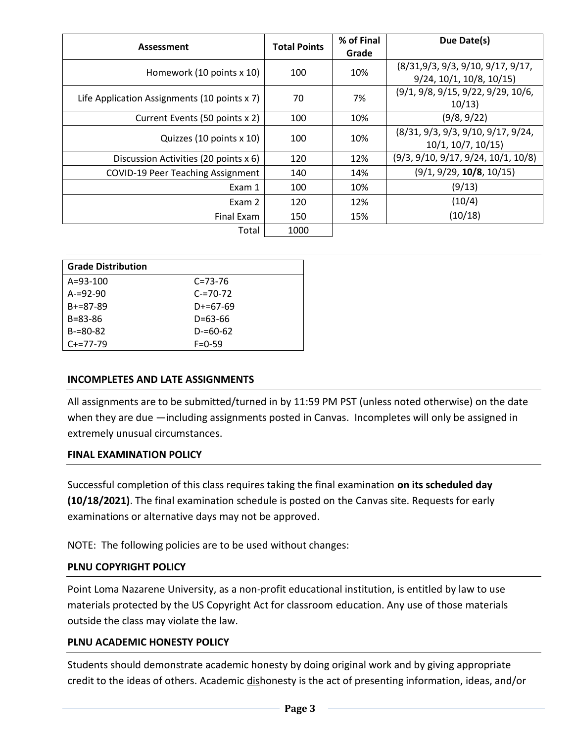| Assessment | Total Points | % of Final Grade | Due Date(s) |
|---|---|---|---|
| Homework (10 points x 10) | 100 | 10% | (8/31,9/3, 9/3, 9/10, 9/17, 9/17, 9/24, 10/1, 10/8, 10/15) |
| Life Application Assignments (10 points x 7) | 70 | 7% | (9/1, 9/8, 9/15, 9/22, 9/29, 10/6, 10/13) |
| Current Events (50 points x 2) | 100 | 10% | (9/8, 9/22) |
| Quizzes (10 points x 10) | 100 | 10% | (8/31, 9/3, 9/3, 9/10, 9/17, 9/24, 10/1, 10/7, 10/15) |
| Discussion Activities (20 points x 6) | 120 | 12% | (9/3, 9/10, 9/17, 9/24, 10/1, 10/8) |
| COVID-19 Peer Teaching Assignment | 140 | 14% | (9/1, 9/29, **10/8**, 10/15) |
| Exam 1 | 100 | 10% | (9/13) |
| Exam 2 | 120 | 12% | (10/4) |
| Final Exam | 150 | 15% | (10/18) |
| Total | 1000 | | |

| Grade Distribution | |
|---|---|
| A=93-100 | C=73-76 |
| A-=92-90 | C-=70-72 |
| B+=87-89 | D+=67-69 |
| B=83-86 | D=63-66 |
| B-=80-82 | D-=60-62 |
| C+=77-79 | F=0-59 |

## INCOMPLETES AND LATE ASSIGNMENTS

All assignments are to be submitted/turned in by 11:59 PM PST (unless noted otherwise) on the date when they are due —including assignments posted in Canvas. Incompletes will only be assigned in extremely unusual circumstances.

## FINAL EXAMINATION POLICY

Successful completion of this class requires taking the final examination **on its scheduled day (10/18/2021)**. The final examination schedule is posted on the Canvas site. Requests for early examinations or alternative days may not be approved.

NOTE: The following policies are to be used without changes:

## PLNU COPYRIGHT POLICY

Point Loma Nazarene University, as a non-profit educational institution, is entitled by law to use materials protected by the US Copyright Act for classroom education. Any use of those materials outside the class may violate the law.

## PLNU ACADEMIC HONESTY POLICY

Students should demonstrate academic honesty by doing original work and by giving appropriate credit to the ideas of others. Academic dishonesty is the act of presenting information, ideas, and/or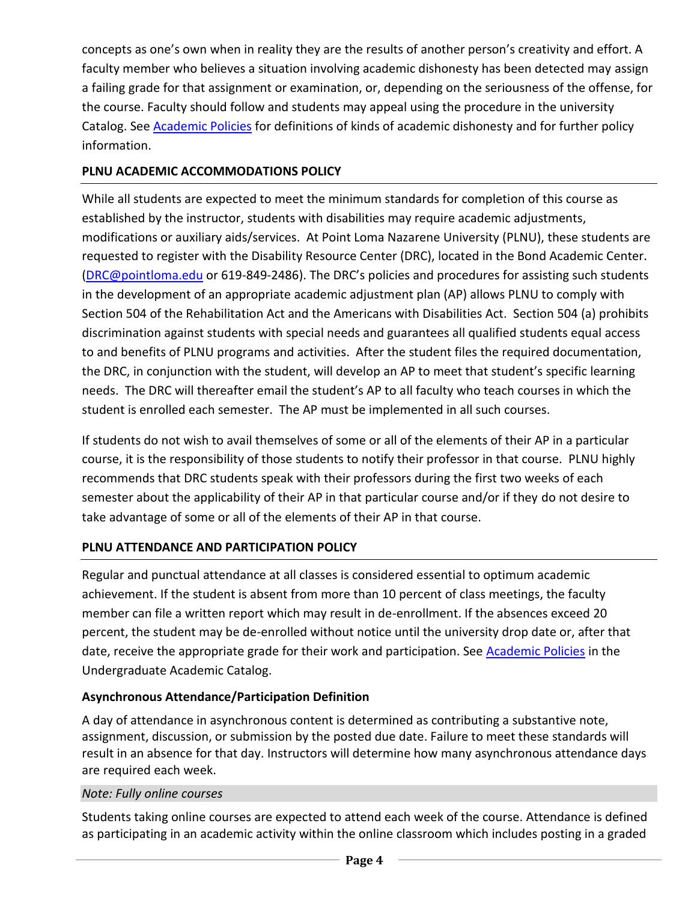concepts as one's own when in reality they are the results of another person's creativity and effort. A faculty member who believes a situation involving academic dishonesty has been detected may assign a failing grade for that assignment or examination, or, depending on the seriousness of the offense, for the course. Faculty should follow and students may appeal using the procedure in the university Catalog. See [Academic Policies] for definitions of kinds of academic dishonesty and for further policy information.

## PLNU ACADEMIC ACCOMMODATIONS POLICY

While all students are expected to meet the minimum standards for completion of this course as established by the instructor, students with disabilities may require academic adjustments, modifications or auxiliary aids/services. At Point Loma Nazarene University (PLNU), these students are requested to register with the Disability Resource Center (DRC), located in the Bond Academic Center. (DRC@pointloma.edu or 619-849-2486). The DRC's policies and procedures for assisting such students in the development of an appropriate academic adjustment plan (AP) allows PLNU to comply with Section 504 of the Rehabilitation Act and the Americans with Disabilities Act. Section 504 (a) prohibits discrimination against students with special needs and guarantees all qualified students equal access to and benefits of PLNU programs and activities. After the student files the required documentation, the DRC, in conjunction with the student, will develop an AP to meet that student's specific learning needs. The DRC will thereafter email the student's AP to all faculty who teach courses in which the student is enrolled each semester. The AP must be implemented in all such courses.

If students do not wish to avail themselves of some or all of the elements of their AP in a particular course, it is the responsibility of those students to notify their professor in that course. PLNU highly recommends that DRC students speak with their professors during the first two weeks of each semester about the applicability of their AP in that particular course and/or if they do not desire to take advantage of some or all of the elements of their AP in that course.

## PLNU ATTENDANCE AND PARTICIPATION POLICY

Regular and punctual attendance at all classes is considered essential to optimum academic achievement. If the student is absent from more than 10 percent of class meetings, the faculty member can file a written report which may result in de-enrollment. If the absences exceed 20 percent, the student may be de-enrolled without notice until the university drop date or, after that date, receive the appropriate grade for their work and participation. See [Academic Policies] in the Undergraduate Academic Catalog.

### Asynchronous Attendance/Participation Definition

A day of attendance in asynchronous content is determined as contributing a substantive note, assignment, discussion, or submission by the posted due date. Failure to meet these standards will result in an absence for that day. Instructors will determine how many asynchronous attendance days are required each week.

*Note: Fully online courses*

Students taking online courses are expected to attend each week of the course. Attendance is defined as participating in an academic activity within the online classroom which includes posting in a graded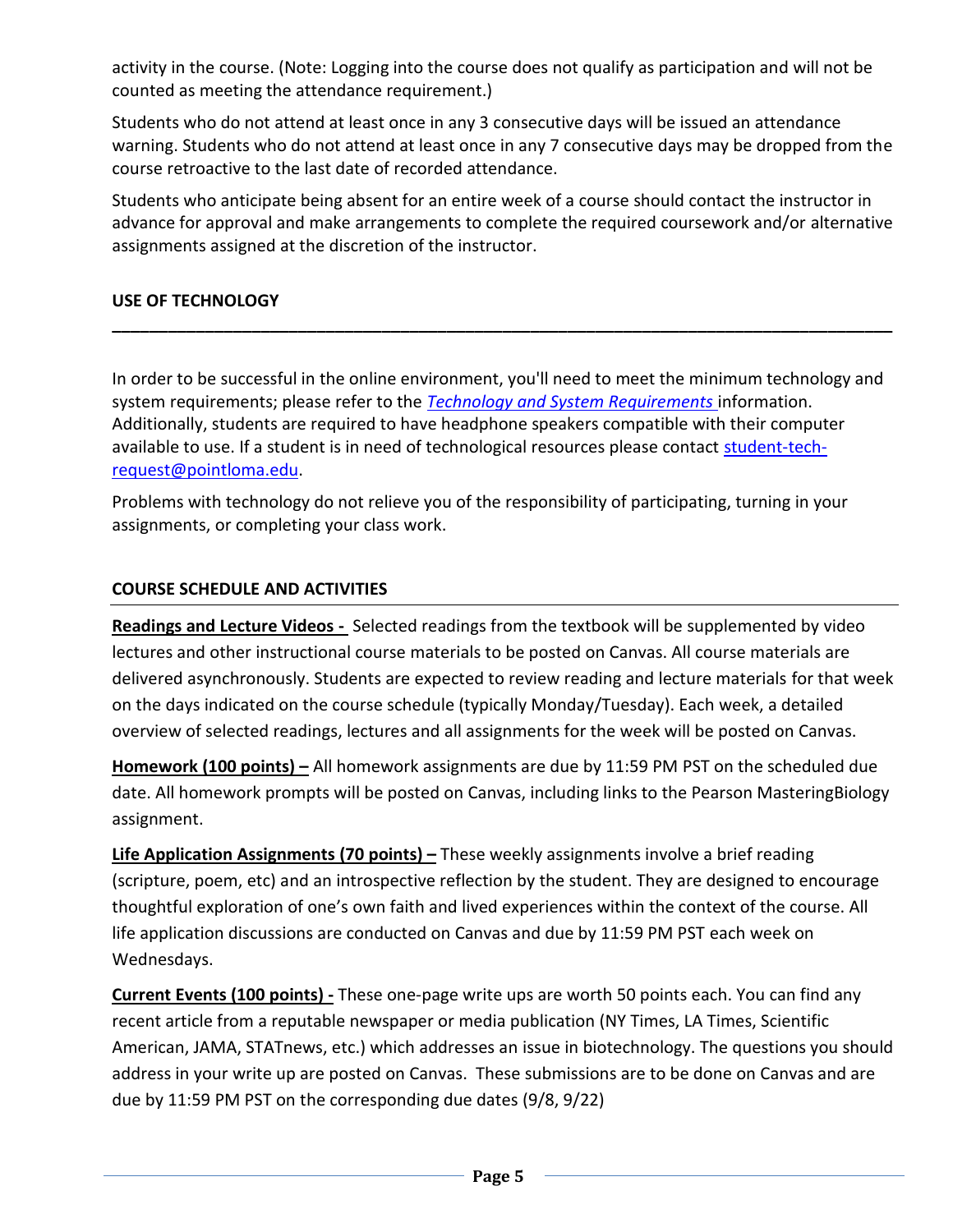activity in the course. (Note: Logging into the course does not qualify as participation and will not be counted as meeting the attendance requirement.)

Students who do not attend at least once in any 3 consecutive days will be issued an attendance warning. Students who do not attend at least once in any 7 consecutive days may be dropped from the course retroactive to the last date of recorded attendance.

Students who anticipate being absent for an entire week of a course should contact the instructor in advance for approval and make arrangements to complete the required coursework and/or alternative assignments assigned at the discretion of the instructor.

## USE OF TECHNOLOGY

In order to be successful in the online environment, you'll need to meet the minimum technology and system requirements; please refer to the *Technology and System Requirements* information. Additionally, students are required to have headphone speakers compatible with their computer available to use. If a student is in need of technological resources please contact student-tech-request@pointloma.edu.

Problems with technology do not relieve you of the responsibility of participating, turning in your assignments, or completing your class work.

## COURSE SCHEDULE AND ACTIVITIES

**Readings and Lecture Videos -** Selected readings from the textbook will be supplemented by video lectures and other instructional course materials to be posted on Canvas. All course materials are delivered asynchronously. Students are expected to review reading and lecture materials for that week on the days indicated on the course schedule (typically Monday/Tuesday). Each week, a detailed overview of selected readings, lectures and all assignments for the week will be posted on Canvas.

**Homework (100 points) –** All homework assignments are due by 11:59 PM PST on the scheduled due date. All homework prompts will be posted on Canvas, including links to the Pearson MasteringBiology assignment.

**Life Application Assignments (70 points) –** These weekly assignments involve a brief reading (scripture, poem, etc) and an introspective reflection by the student. They are designed to encourage thoughtful exploration of one's own faith and lived experiences within the context of the course. All life application discussions are conducted on Canvas and due by 11:59 PM PST each week on Wednesdays.

**Current Events (100 points) -** These one-page write ups are worth 50 points each. You can find any recent article from a reputable newspaper or media publication (NY Times, LA Times, Scientific American, JAMA, STATnews, etc.) which addresses an issue in biotechnology. The questions you should address in your write up are posted on Canvas. These submissions are to be done on Canvas and are due by 11:59 PM PST on the corresponding due dates (9/8, 9/22)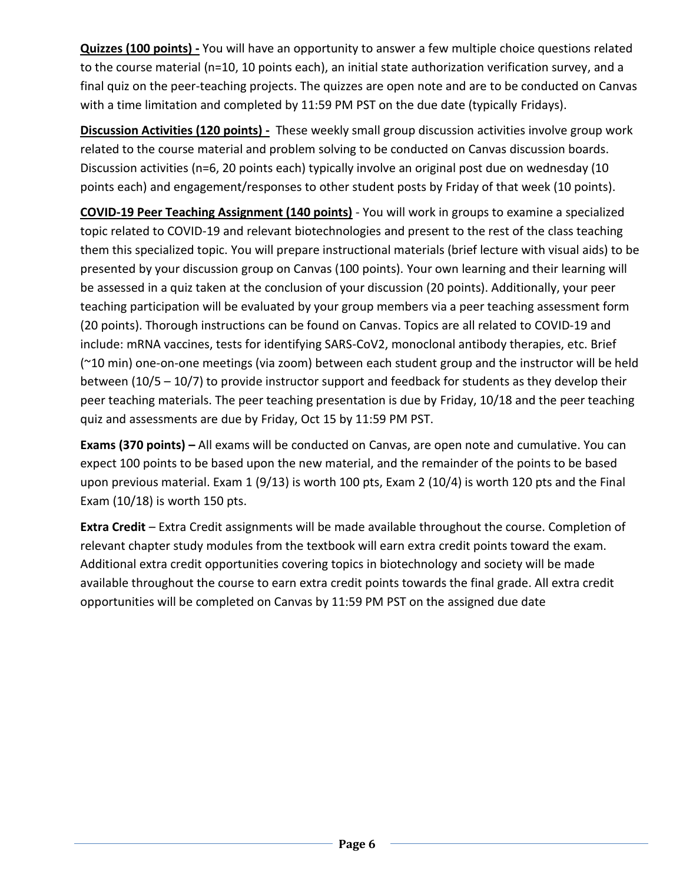**Quizzes (100 points) -** You will have an opportunity to answer a few multiple choice questions related to the course material (n=10, 10 points each), an initial state authorization verification survey, and a final quiz on the peer-teaching projects. The quizzes are open note and are to be conducted on Canvas with a time limitation and completed by 11:59 PM PST on the due date (typically Fridays).

**Discussion Activities (120 points) -** These weekly small group discussion activities involve group work related to the course material and problem solving to be conducted on Canvas discussion boards. Discussion activities (n=6, 20 points each) typically involve an original post due on wednesday (10 points each) and engagement/responses to other student posts by Friday of that week (10 points).

**COVID-19 Peer Teaching Assignment (140 points)** - You will work in groups to examine a specialized topic related to COVID-19 and relevant biotechnologies and present to the rest of the class teaching them this specialized topic. You will prepare instructional materials (brief lecture with visual aids) to be presented by your discussion group on Canvas (100 points). Your own learning and their learning will be assessed in a quiz taken at the conclusion of your discussion (20 points). Additionally, your peer teaching participation will be evaluated by your group members via a peer teaching assessment form (20 points). Thorough instructions can be found on Canvas. Topics are all related to COVID-19 and include: mRNA vaccines, tests for identifying SARS-CoV2, monoclonal antibody therapies, etc. Brief (~10 min) one-on-one meetings (via zoom) between each student group and the instructor will be held between (10/5 – 10/7) to provide instructor support and feedback for students as they develop their peer teaching materials. The peer teaching presentation is due by Friday, 10/18 and the peer teaching quiz and assessments are due by Friday, Oct 15 by 11:59 PM PST.

**Exams (370 points) –** All exams will be conducted on Canvas, are open note and cumulative. You can expect 100 points to be based upon the new material, and the remainder of the points to be based upon previous material. Exam 1 (9/13) is worth 100 pts, Exam 2 (10/4) is worth 120 pts and the Final Exam (10/18) is worth 150 pts.

**Extra Credit** – Extra Credit assignments will be made available throughout the course. Completion of relevant chapter study modules from the textbook will earn extra credit points toward the exam. Additional extra credit opportunities covering topics in biotechnology and society will be made available throughout the course to earn extra credit points towards the final grade. All extra credit opportunities will be completed on Canvas by 11:59 PM PST on the assigned due date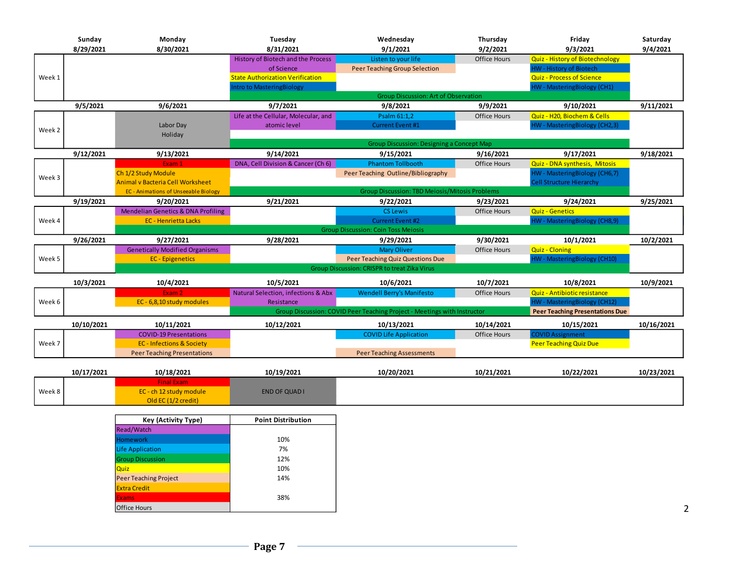| | Sunday | Monday | Tuesday | Wednesday | Thursday | Friday | Saturday |
|---|---|---|---|---|---|---|---|
| | 8/29/2021 | 8/30/2021 | 8/31/2021 | 9/1/2021 | 9/2/2021 | 9/3/2021 | 9/4/2021 |
| Week 1 | | | History of Biotech and the Process of Science<br>State Authorization Verification<br>Intro to MasteringBiology | Listen to your life<br>Peer Teaching Group Selection | Office Hours | Quiz - History of Biotechnology<br>HW - History of Biotech<br>Quiz - Process of Science<br>HW - MasteringBiology (CH1) | |
| | | | Group Discussion: Art of Observation | | | | |
| | 9/5/2021 | 9/6/2021 | 9/7/2021 | 9/8/2021 | 9/9/2021 | 9/10/2021 | 9/11/2021 |
| Week 2 | | Labor Day Holiday | Life at the Cellular, Molecular, and atomic level | Psalm 61:1,2<br>Current Event #1 | Office Hours | Quiz - H20, Biochem & Cells<br>HW - MasteringBiology (CH2,3) | |
| | | | Group Discussion: Designing a Concept Map | | | | |
| | 9/12/2021 | 9/13/2021 | 9/14/2021 | 9/15/2021 | 9/16/2021 | 9/17/2021 | 9/18/2021 |
| Week 3 | | Exam 1<br>Ch 1/2 Study Module<br>Animal v Bacteria Cell Worksheet<br>EC - Animations of Unseeable Biology | DNA, Cell Division & Cancer (Ch 6) | Phantom Tollbooth<br>Peer Teaching Outline/Bibliography | Office Hours | Quiz - DNA synthesis, Mitosis<br>HW - MasteringBiology (CH6,7)<br>Cell Structure Hierarchy | |
| | | | Group Discussion: TBD Meiosis/Mitosis Problems | | | | |
| | 9/19/2021 | 9/20/2021 | 9/21/2021 | 9/22/2021 | 9/23/2021 | 9/24/2021 | 9/25/2021 |
| Week 4 | | Mendelian Genetics & DNA Profiling<br>EC - Henrietta Lacks | | CS Lewis<br>Current Event #2 | Office Hours | Quiz - Genetics<br>HW - MasteringBiology (CH8,9) | |
| | | Group Discussion: Coin Toss Meiosis | | | | | |
| | 9/26/2021 | 9/27/2021 | 9/28/2021 | 9/29/2021 | 9/30/2021 | 10/1/2021 | 10/2/2021 |
| Week 5 | | Genetically Modified Organisms<br>EC - Epigenetics | | Mary Oliver<br>Peer Teaching Quiz Questions Due | Office Hours | Quiz - Cloning<br>HW - MasteringBiology (CH10) | |
| | | Group Discussion: CRISPR to treat Zika Virus | | | | | |
| | 10/3/2021 | 10/4/2021 | 10/5/2021 | 10/6/2021 | 10/7/2021 | 10/8/2021 | 10/9/2021 |
| Week 6 | | Exam 2<br>EC - 6,8,10 study modules | Natural Selection, infections & Abx Resistance | Wendell Berry's Manifesto | Office Hours | Quiz - Antibiotic resistance<br>HW - MasteringBiology (CH12) | |
| | | | Group Discussion: COVID Peer Teaching Project - Meetings with Instructor | | | **Peer Teaching Presentations Due** | |
| | 10/10/2021 | 10/11/2021 | 10/12/2021 | 10/13/2021 | 10/14/2021 | 10/15/2021 | 10/16/2021 |
| Week 7 | | COVID-19 Presentations<br>EC - Infections & Society<br>Peer Teaching Presentations | | COVID Life Application<br>Peer Teaching Assessments | Office Hours | COVID Assignment<br>Peer Teaching Quiz Due | |
| | 10/17/2021 | 10/18/2021 | 10/19/2021 | 10/20/2021 | 10/21/2021 | 10/22/2021 | 10/23/2021 |
| Week 8 | | Final Exam<br>EC - ch 12 study module<br>Old EC (1/2 credit) | END OF QUAD I | | | | |

| Key (Activity Type) | Point Distribution |
|---|---|
| Read/Watch | |
| Homework | 10% |
| Life Application | 7% |
| Group Discussion | 12% |
| Quiz | 10% |
| Peer Teaching Project | 14% |
| Extra Credit | |
| Exams | 38% |
| Office Hours | |